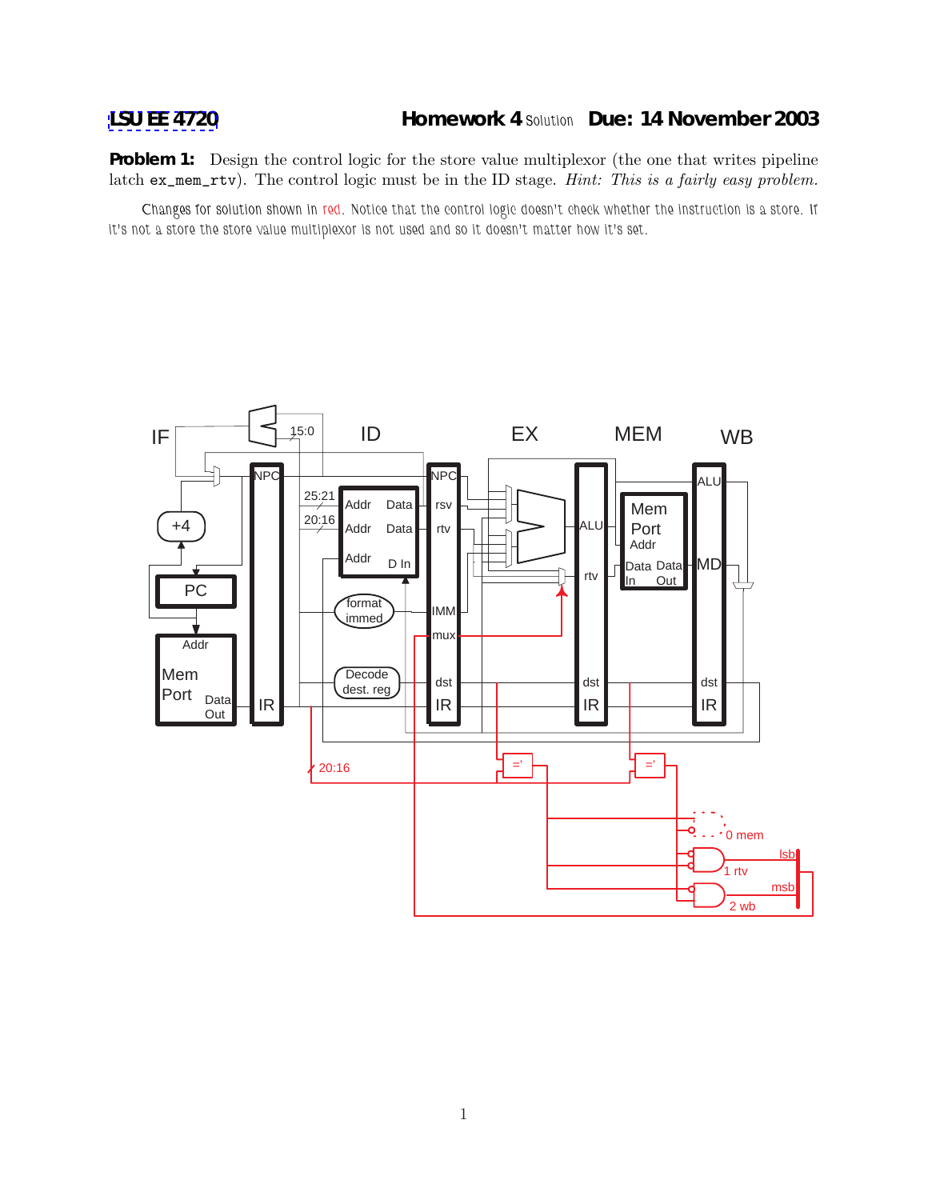LSU EE 4720 **Homework 4** Solution **Due: 14 November 2003**

**Problem 1:** Design the control logic for the store value multiplexor (the one that writes pipeline latch `ex_mem_rtv`). The control logic must be in the ID stage. *Hint: This is a fairly easy problem.*

Changes for solution shown in red. Notice that the control logic doesn't check whether the instruction is a store. If it's not a store the store value multiplexor is not used and so it doesn't matter how it's set.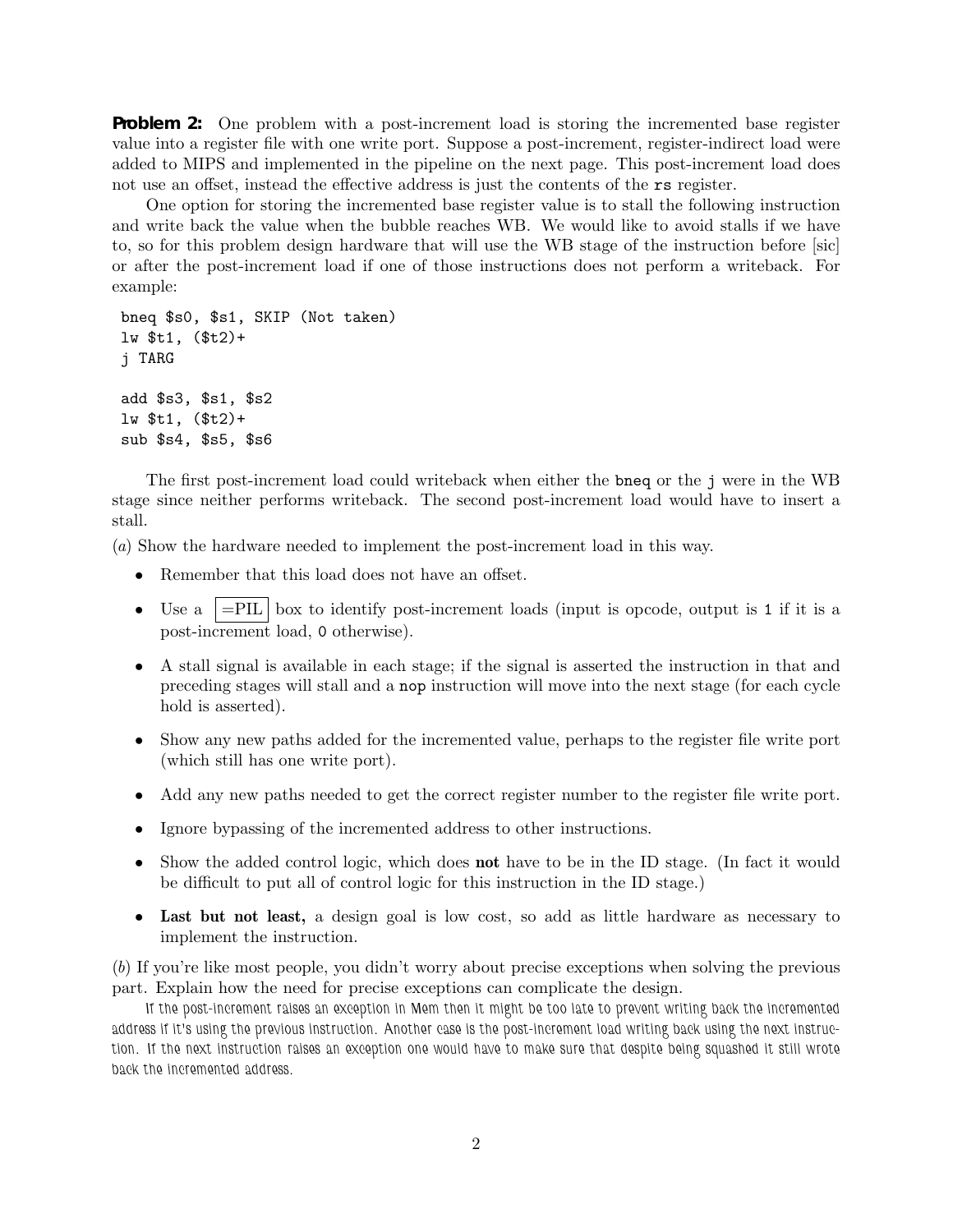**Problem 2:** One problem with a post-increment load is storing the incremented base register value into a register file with one write port. Suppose a post-increment, register-indirect load were added to MIPS and implemented in the pipeline on the next page. This post-increment load does not use an offset, instead the effective address is just the contents of the `rs` register.

One option for storing the incremented base register value is to stall the following instruction and write back the value when the bubble reaches WB. We would like to avoid stalls if we have to, so for this problem design hardware that will use the WB stage of the instruction before [sic] or after the post-increment load if one of those instructions does not perform a writeback. For example:

```
bneq $s0, $s1, SKIP (Not taken)
lw $t1, ($t2)+
j TARG

add $s3, $s1, $s2
lw $t1, ($t2)+
sub $s4, $s5, $s6
```

The first post-increment load could writeback when either the `bneq` or the `j` were in the WB stage since neither performs writeback. The second post-increment load would have to insert a stall.

(*a*) Show the hardware needed to implement the post-increment load in this way.

- Remember that this load does not have an offset.
- Use a =PIL box to identify post-increment loads (input is opcode, output is `1` if it is a post-increment load, `0` otherwise).
- A stall signal is available in each stage; if the signal is asserted the instruction in that and preceding stages will stall and a `nop` instruction will move into the next stage (for each cycle hold is asserted).
- Show any new paths added for the incremented value, perhaps to the register file write port (which still has one write port).
- Add any new paths needed to get the correct register number to the register file write port.
- Ignore bypassing of the incremented address to other instructions.
- Show the added control logic, which does **not** have to be in the ID stage. (In fact it would be difficult to put all of control logic for this instruction in the ID stage.)
- **Last but not least,** a design goal is low cost, so add as little hardware as necessary to implement the instruction.

(*b*) If you're like most people, you didn't worry about precise exceptions when solving the previous part. Explain how the need for precise exceptions can complicate the design.

*If the post-increment raises an exception in Mem then it might be too late to prevent writing back the incremented address if it's using the previous instruction. Another case is the post-increment load writing back using the next instruction. If the next instruction raises an exception one would have to make sure that despite being squashed it still wrote back the incremented address.*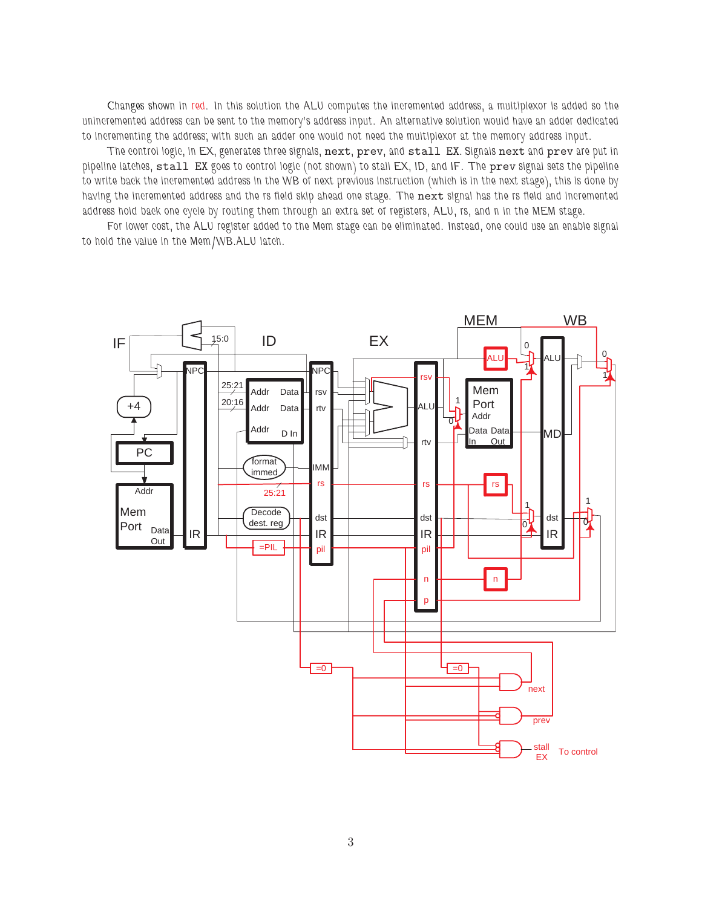Changes shown in red. In this solution the ALU computes the incremented address, a multiplexor is added so the unincremented address can be sent to the memory's address input. An alternative solution would have an adder dedicated to incrementing the address; with such an adder one would not need the multiplexor at the memory address input.

The control logic, in EX, generates three signals, `next`, `prev`, and `stall EX`. Signals `next` and `prev` are put in pipeline latches, `stall EX` goes to control logic (not shown) to stall EX, ID, and IF. The `prev` signal sets the pipeline to write back the incremented address in the WB of next previous instruction (which is in the next stage), this is done by having the incremented address and the rs field skip ahead one stage. The `next` signal has the rs field and incremented address hold back one cycle by routing them through an extra set of registers, ALU, rs, and n in the MEM stage.

For lower cost, the ALU register added to the Mem stage can be eliminated. Instead, one could use an enable signal to hold the value in the Mem/WB.ALU latch.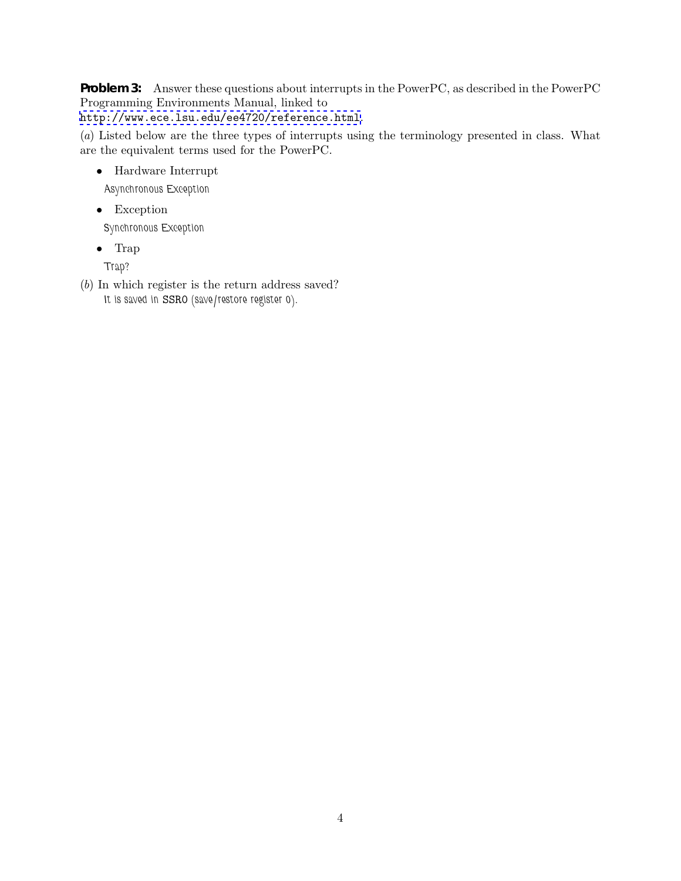**Problem 3:** Answer these questions about interrupts in the PowerPC, as described in the PowerPC Programming Environments Manual, linked to
http://www.ece.lsu.edu/ee4720/reference.html.

(*a*) Listed below are the three types of interrupts using the terminology presented in class. What are the equivalent terms used for the PowerPC.

- Hardware Interrupt

  Asynchronous Exception

- Exception

  Synchronous Exception

- Trap

  Trap?

(*b*) In which register is the return address saved?

It is saved in SSR0 (save/restore register 0).